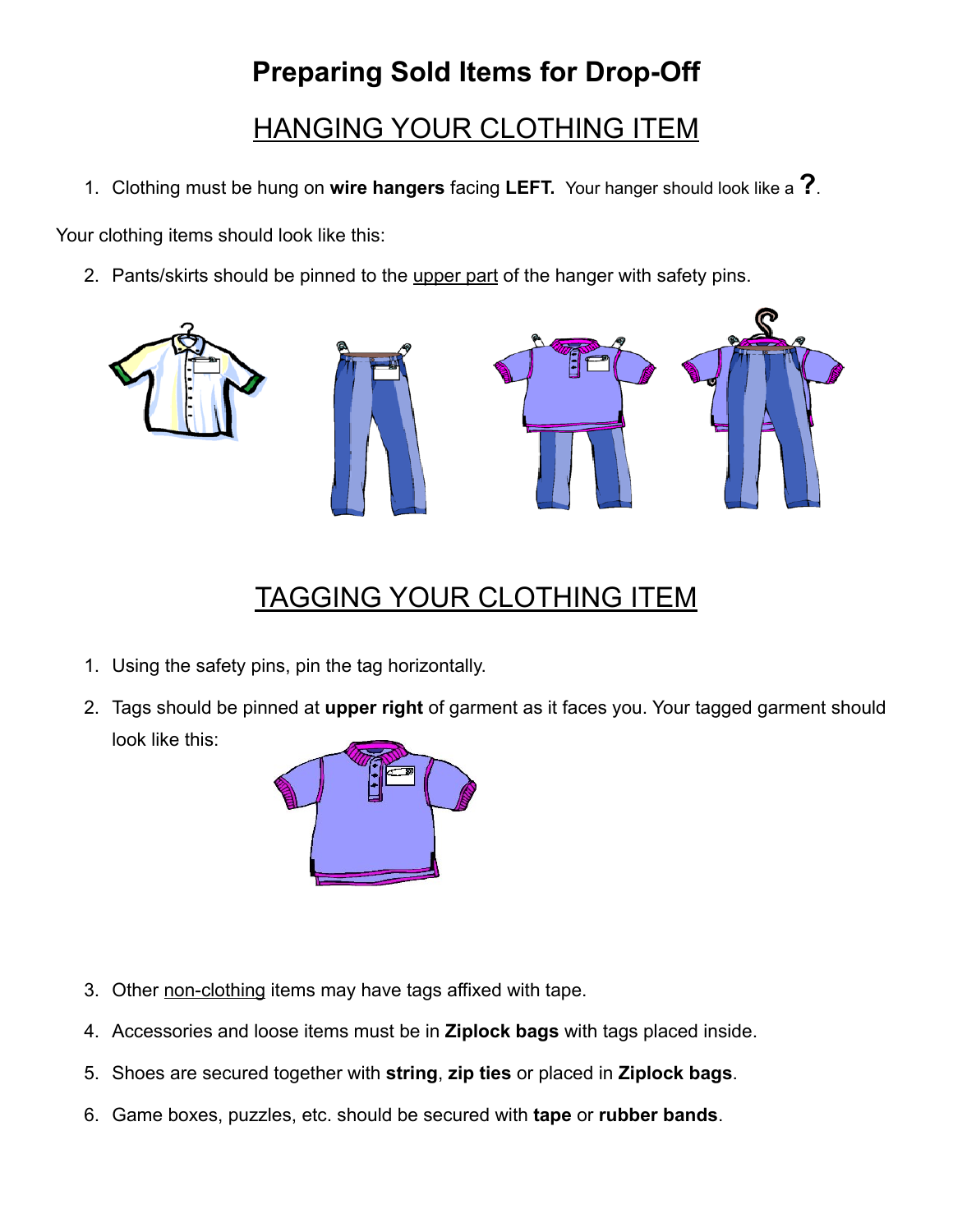# Preparing Sold Items for Drop-Off

## HANGING YOUR CLOTHING ITEM

1. Clothing must be hung on **wire hangers** facing **LEFT.** Your hanger should look like a **?**.

Your clothing items should look like this:

2. Pants/skirts should be pinned to the upper part of the hanger with safety pins.

## TAGGING YOUR CLOTHING ITEM

1. Using the safety pins, pin the tag horizontally.
2. Tags should be pinned at **upper right** of garment as it faces you. Your tagged garment should look like this:
3. Other non-clothing items may have tags affixed with tape.
4. Accessories and loose items must be in **Ziplock bags** with tags placed inside.
5. Shoes are secured together with **string**, **zip ties** or placed in **Ziplock bags**.
6. Game boxes, puzzles, etc. should be secured with **tape** or **rubber bands**.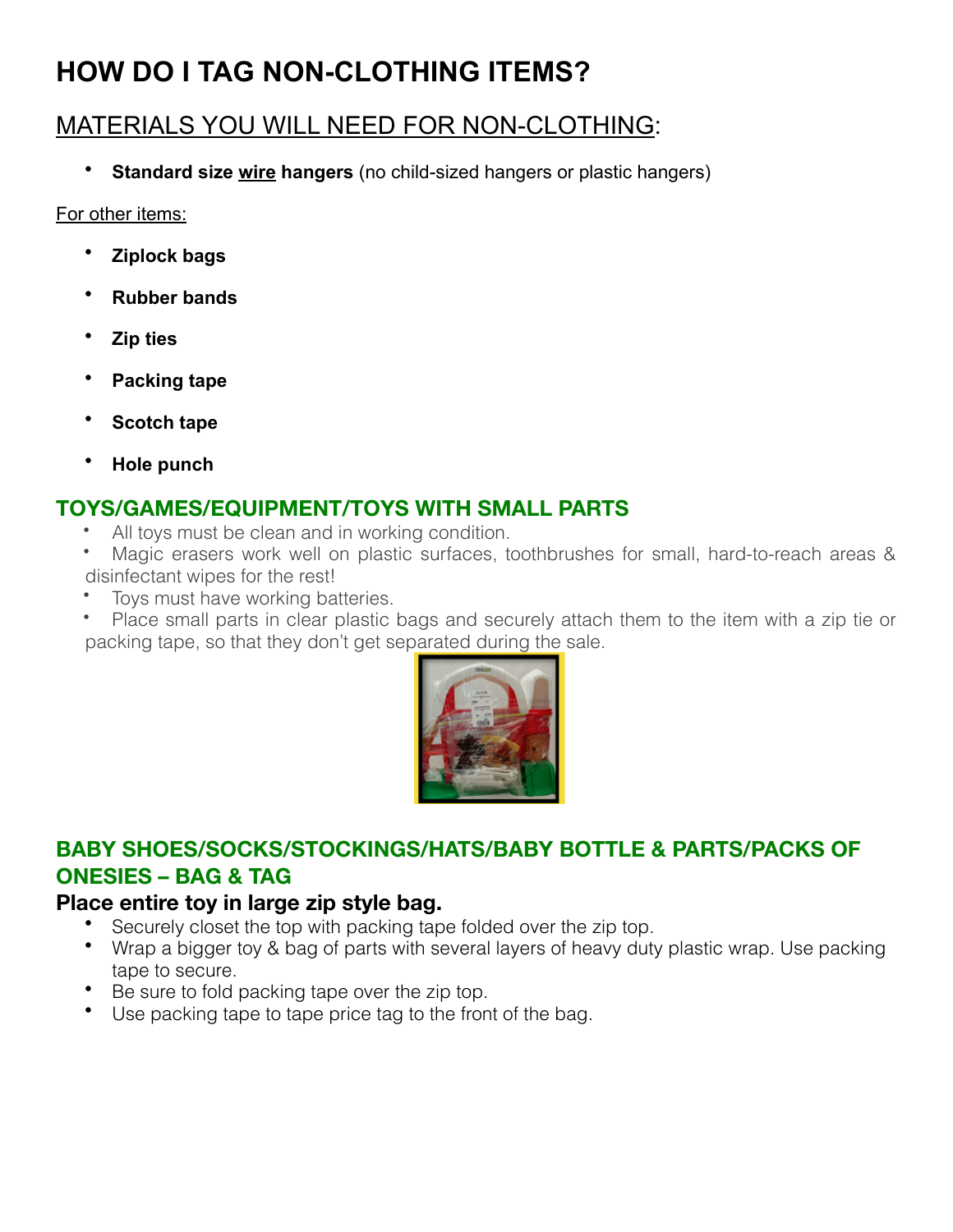# HOW DO I TAG NON-CLOTHING ITEMS?

## <u>MATERIALS YOU WILL NEED FOR NON-CLOTHING</u>:

- **Standard size <u>wire</u> hangers** (no child-sized hangers or plastic hangers)

<u>For other items:</u>

- **Ziplock bags**
- **Rubber bands**
- **Zip ties**
- **Packing tape**
- **Scotch tape**
- **Hole punch**

### TOYS/GAMES/EQUIPMENT/TOYS WITH SMALL PARTS

- All toys must be clean and in working condition.
- Magic erasers work well on plastic surfaces, toothbrushes for small, hard-to-reach areas & disinfectant wipes for the rest!
- Toys must have working batteries.
- Place small parts in clear plastic bags and securely attach them to the item with a zip tie or packing tape, so that they don't get separated during the sale.

### BABY SHOES/SOCKS/STOCKINGS/HATS/BABY BOTTLE & PARTS/PACKS OF ONESIES – BAG & TAG

**Place entire toy in large zip style bag.**

- Securely closet the top with packing tape folded over the zip top.
- Wrap a bigger toy & bag of parts with several layers of heavy duty plastic wrap. Use packing tape to secure.
- Be sure to fold packing tape over the zip top.
- Use packing tape to tape price tag to the front of the bag.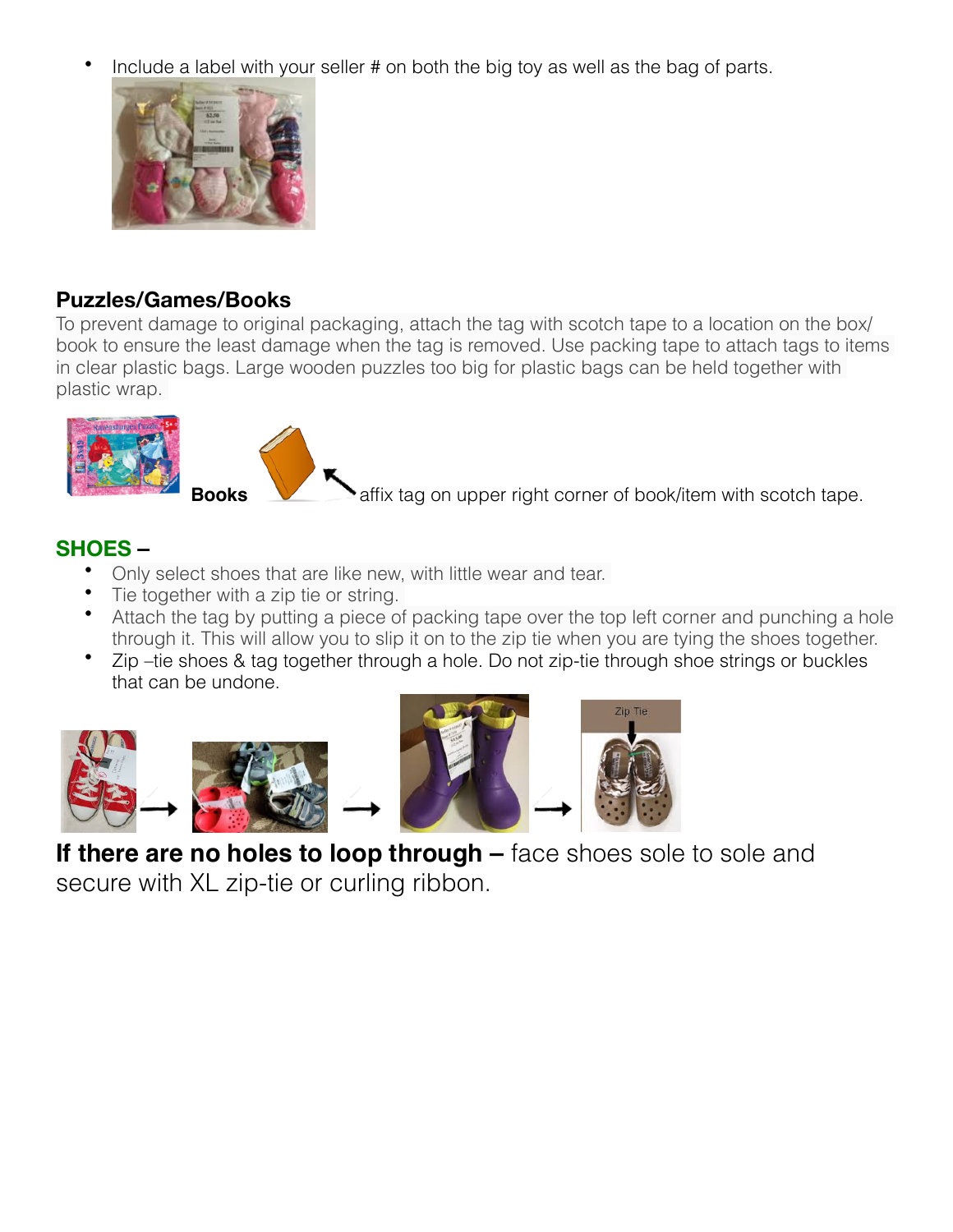- Include a label with your seller # on both the big toy as well as the bag of parts.

## Puzzles/Games/Books

To prevent damage to original packaging, attach the tag with scotch tape to a location on the box/ book to ensure the least damage when the tag is removed. Use packing tape to attach tags to items in clear plastic bags. Large wooden puzzles too big for plastic bags can be held together with plastic wrap.

**Books** affix tag on upper right corner of book/item with scotch tape.

## SHOES –

- Only select shoes that are like new, with little wear and tear.
- Tie together with a zip tie or string.
- Attach the tag by putting a piece of packing tape over the top left corner and punching a hole through it. This will allow you to slip it on to the zip tie when you are tying the shoes together.
- Zip –tie shoes & tag together through a hole. Do not zip-tie through shoe strings or buckles that can be undone.

Zip Tie

**If there are no holes to loop through –** face shoes sole to sole and secure with XL zip-tie or curling ribbon.